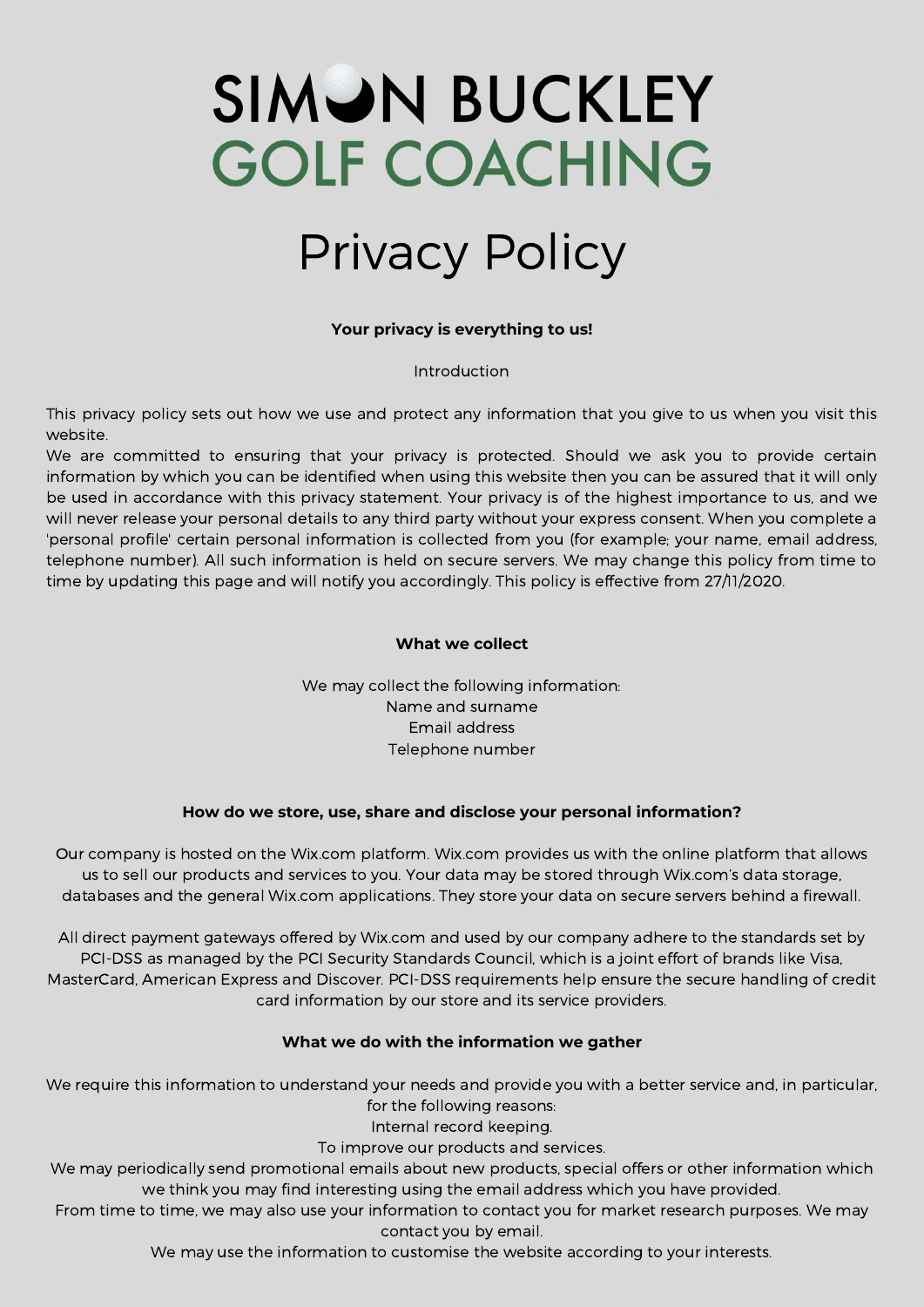# SIMON BUCKLEY GOLF COACHING

# Privacy Policy

**Your privacy is everything to us!**

Introduction

This privacy policy sets out how we use and protect any information that you give to us when you visit this website.
We are committed to ensuring that your privacy is protected. Should we ask you to provide certain information by which you can be identified when using this website then you can be assured that it will only be used in accordance with this privacy statement. Your privacy is of the highest importance to us, and we will never release your personal details to any third party without your express consent. When you complete a 'personal profile' certain personal information is collected from you (for example; your name, email address, telephone number). All such information is held on secure servers. We may change this policy from time to time by updating this page and will notify you accordingly. This policy is effective from 27/11/2020.

**What we collect**

We may collect the following information:
Name and surname
Email address
Telephone number

**How do we store, use, share and disclose your personal information?**

Our company is hosted on the Wix.com platform. Wix.com provides us with the online platform that allows us to sell our products and services to you. Your data may be stored through Wix.com's data storage, databases and the general Wix.com applications. They store your data on secure servers behind a firewall.

All direct payment gateways offered by Wix.com and used by our company adhere to the standards set by PCI-DSS as managed by the PCI Security Standards Council, which is a joint effort of brands like Visa, MasterCard, American Express and Discover. PCI-DSS requirements help ensure the secure handling of credit card information by our store and its service providers.

**What we do with the information we gather**

We require this information to understand your needs and provide you with a better service and, in particular, for the following reasons:
Internal record keeping.
To improve our products and services.
We may periodically send promotional emails about new products, special offers or other information which we think you may find interesting using the email address which you have provided.
From time to time, we may also use your information to contact you for market research purposes. We may contact you by email.
We may use the information to customise the website according to your interests.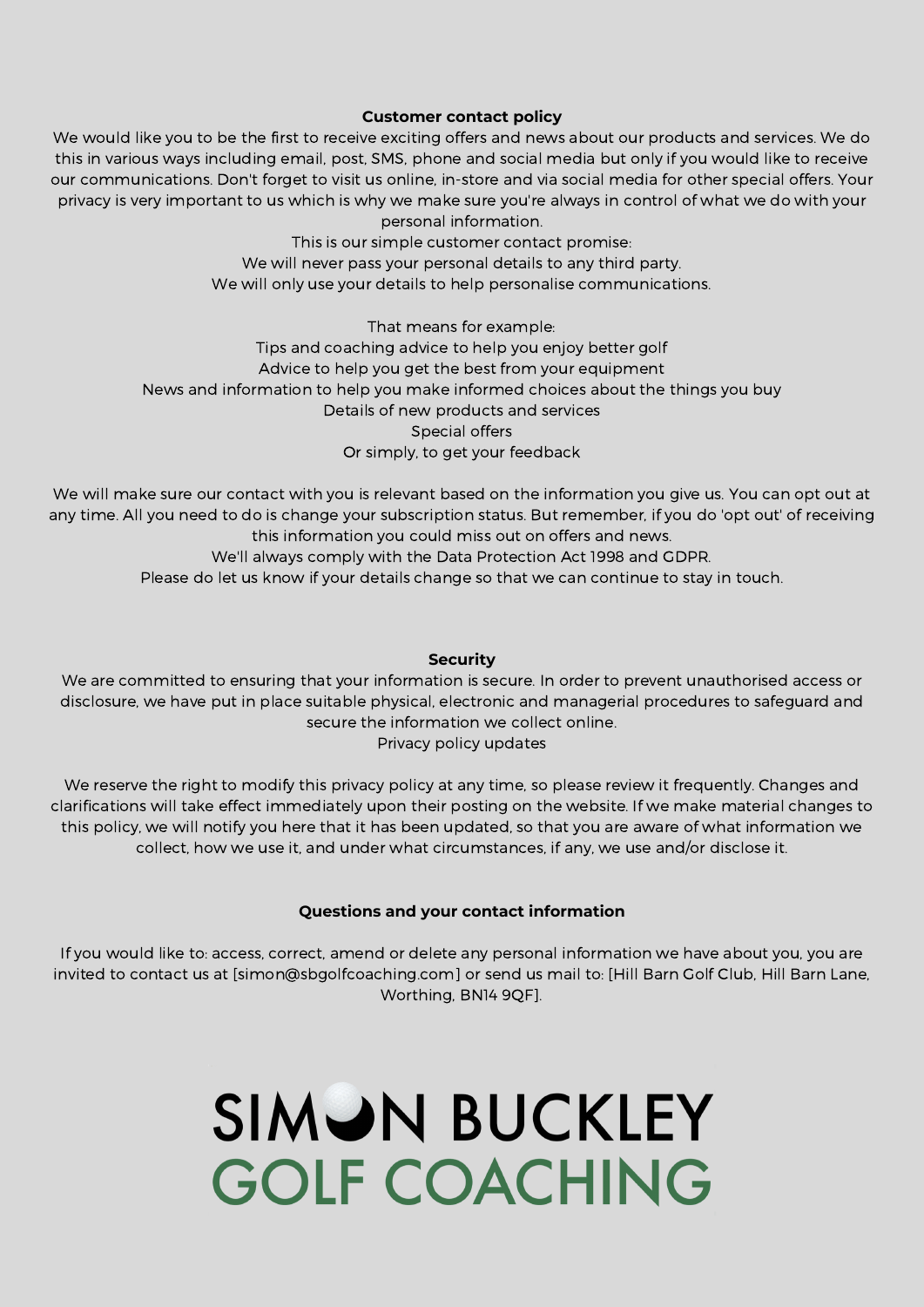**Customer contact policy**

We would like you to be the first to receive exciting offers and news about our products and services. We do this in various ways including email, post, SMS, phone and social media but only if you would like to receive our communications. Don't forget to visit us online, in-store and via social media for other special offers. Your privacy is very important to us which is why we make sure you're always in control of what we do with your personal information.

This is our simple customer contact promise:

We will never pass your personal details to any third party.

We will only use your details to help personalise communications.

That means for example:

Tips and coaching advice to help you enjoy better golf

Advice to help you get the best from your equipment

News and information to help you make informed choices about the things you buy

Details of new products and services

Special offers

Or simply, to get your feedback

We will make sure our contact with you is relevant based on the information you give us. You can opt out at any time. All you need to do is change your subscription status. But remember, if you do 'opt out' of receiving this information you could miss out on offers and news.

We'll always comply with the Data Protection Act 1998 and GDPR.

Please do let us know if your details change so that we can continue to stay in touch.

**Security**

We are committed to ensuring that your information is secure. In order to prevent unauthorised access or disclosure, we have put in place suitable physical, electronic and managerial procedures to safeguard and secure the information we collect online.

Privacy policy updates

We reserve the right to modify this privacy policy at any time, so please review it frequently. Changes and clarifications will take effect immediately upon their posting on the website. If we make material changes to this policy, we will notify you here that it has been updated, so that you are aware of what information we collect, how we use it, and under what circumstances, if any, we use and/or disclose it.

**Questions and your contact information**

If you would like to: access, correct, amend or delete any personal information we have about you, you are invited to contact us at [simon@sbgolfcoaching.com] or send us mail to: [Hill Barn Golf Club, Hill Barn Lane, Worthing, BN14 9QF].

SIMON BUCKLEY
GOLF COACHING